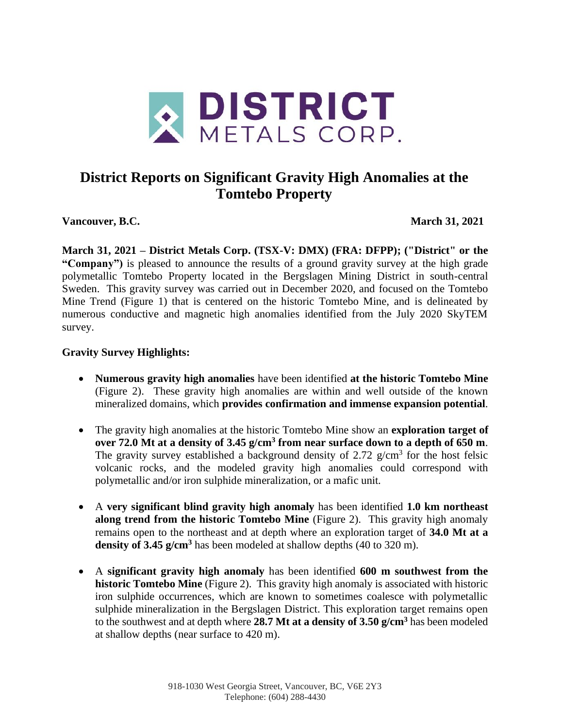# District Reports on Significant Gravity High Anomalies at the Tomtebo Property

**Vancouver, B.C.** **March 31, 2021**

**March 31, 2021 – District Metals Corp. (TSX-V: DMX) (FRA: DFPP); ("District" or the "Company")** is pleased to announce the results of a ground gravity survey at the high grade polymetallic Tomtebo Property located in the Bergslagen Mining District in south-central Sweden. This gravity survey was carried out in December 2020, and focused on the Tomtebo Mine Trend (Figure 1) that is centered on the historic Tomtebo Mine, and is delineated by numerous conductive and magnetic high anomalies identified from the July 2020 SkyTEM survey.

**Gravity Survey Highlights:**

- **Numerous gravity high anomalies** have been identified **at the historic Tomtebo Mine** (Figure 2). These gravity high anomalies are within and well outside of the known mineralized domains, which **provides confirmation and immense expansion potential**.
- The gravity high anomalies at the historic Tomtebo Mine show an **exploration target of over 72.0 Mt at a density of 3.45 g/cm$^3$ from near surface down to a depth of 650 m**. The gravity survey established a background density of 2.72 g/cm$^3$ for the host felsic volcanic rocks, and the modeled gravity high anomalies could correspond with polymetallic and/or iron sulphide mineralization, or a mafic unit.
- A **very significant blind gravity high anomaly** has been identified **1.0 km northeast along trend from the historic Tomtebo Mine** (Figure 2). This gravity high anomaly remains open to the northeast and at depth where an exploration target of **34.0 Mt at a density of 3.45 g/cm$^3$** has been modeled at shallow depths (40 to 320 m).
- A **significant gravity high anomaly** has been identified **600 m southwest from the historic Tomtebo Mine** (Figure 2). This gravity high anomaly is associated with historic iron sulphide occurrences, which are known to sometimes coalesce with polymetallic sulphide mineralization in the Bergslagen District. This exploration target remains open to the southwest and at depth where **28.7 Mt at a density of 3.50 g/cm$^3$** has been modeled at shallow depths (near surface to 420 m).

918-1030 West Georgia Street, Vancouver, BC, V6E 2Y3
Telephone: (604) 288-4430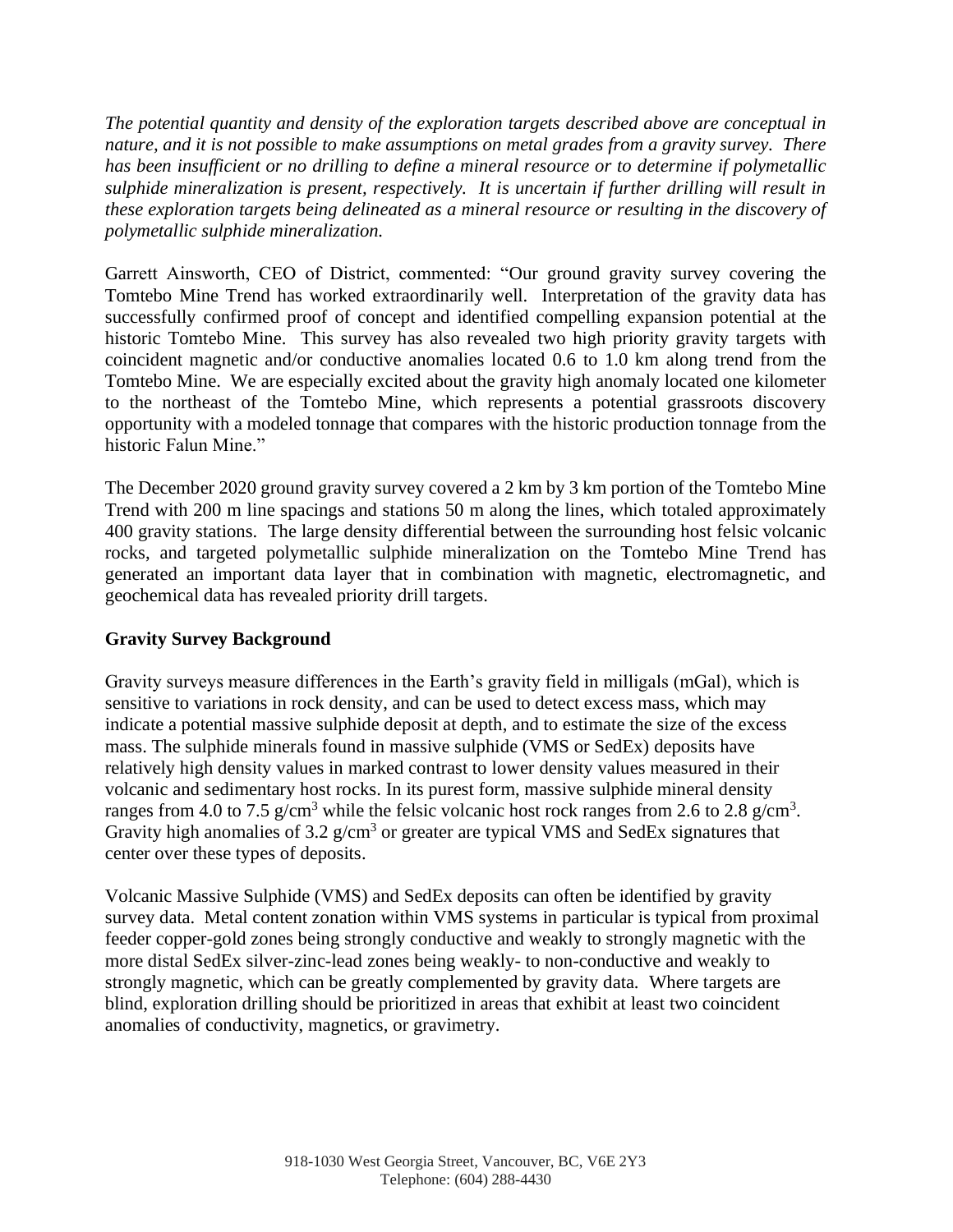*The potential quantity and density of the exploration targets described above are conceptual in nature, and it is not possible to make assumptions on metal grades from a gravity survey. There has been insufficient or no drilling to define a mineral resource or to determine if polymetallic sulphide mineralization is present, respectively. It is uncertain if further drilling will result in these exploration targets being delineated as a mineral resource or resulting in the discovery of polymetallic sulphide mineralization.*

Garrett Ainsworth, CEO of District, commented: "Our ground gravity survey covering the Tomtebo Mine Trend has worked extraordinarily well. Interpretation of the gravity data has successfully confirmed proof of concept and identified compelling expansion potential at the historic Tomtebo Mine. This survey has also revealed two high priority gravity targets with coincident magnetic and/or conductive anomalies located 0.6 to 1.0 km along trend from the Tomtebo Mine. We are especially excited about the gravity high anomaly located one kilometer to the northeast of the Tomtebo Mine, which represents a potential grassroots discovery opportunity with a modeled tonnage that compares with the historic production tonnage from the historic Falun Mine."

The December 2020 ground gravity survey covered a 2 km by 3 km portion of the Tomtebo Mine Trend with 200 m line spacings and stations 50 m along the lines, which totaled approximately 400 gravity stations. The large density differential between the surrounding host felsic volcanic rocks, and targeted polymetallic sulphide mineralization on the Tomtebo Mine Trend has generated an important data layer that in combination with magnetic, electromagnetic, and geochemical data has revealed priority drill targets.

**Gravity Survey Background**

Gravity surveys measure differences in the Earth's gravity field in milligals (mGal), which is sensitive to variations in rock density, and can be used to detect excess mass, which may indicate a potential massive sulphide deposit at depth, and to estimate the size of the excess mass. The sulphide minerals found in massive sulphide (VMS or SedEx) deposits have relatively high density values in marked contrast to lower density values measured in their volcanic and sedimentary host rocks. In its purest form, massive sulphide mineral density ranges from 4.0 to 7.5 $g/cm^3$ while the felsic volcanic host rock ranges from 2.6 to 2.8 $g/cm^3$. Gravity high anomalies of 3.2 $g/cm^3$ or greater are typical VMS and SedEx signatures that center over these types of deposits.

Volcanic Massive Sulphide (VMS) and SedEx deposits can often be identified by gravity survey data. Metal content zonation within VMS systems in particular is typical from proximal feeder copper-gold zones being strongly conductive and weakly to strongly magnetic with the more distal SedEx silver-zinc-lead zones being weakly- to non-conductive and weakly to strongly magnetic, which can be greatly complemented by gravity data. Where targets are blind, exploration drilling should be prioritized in areas that exhibit at least two coincident anomalies of conductivity, magnetics, or gravimetry.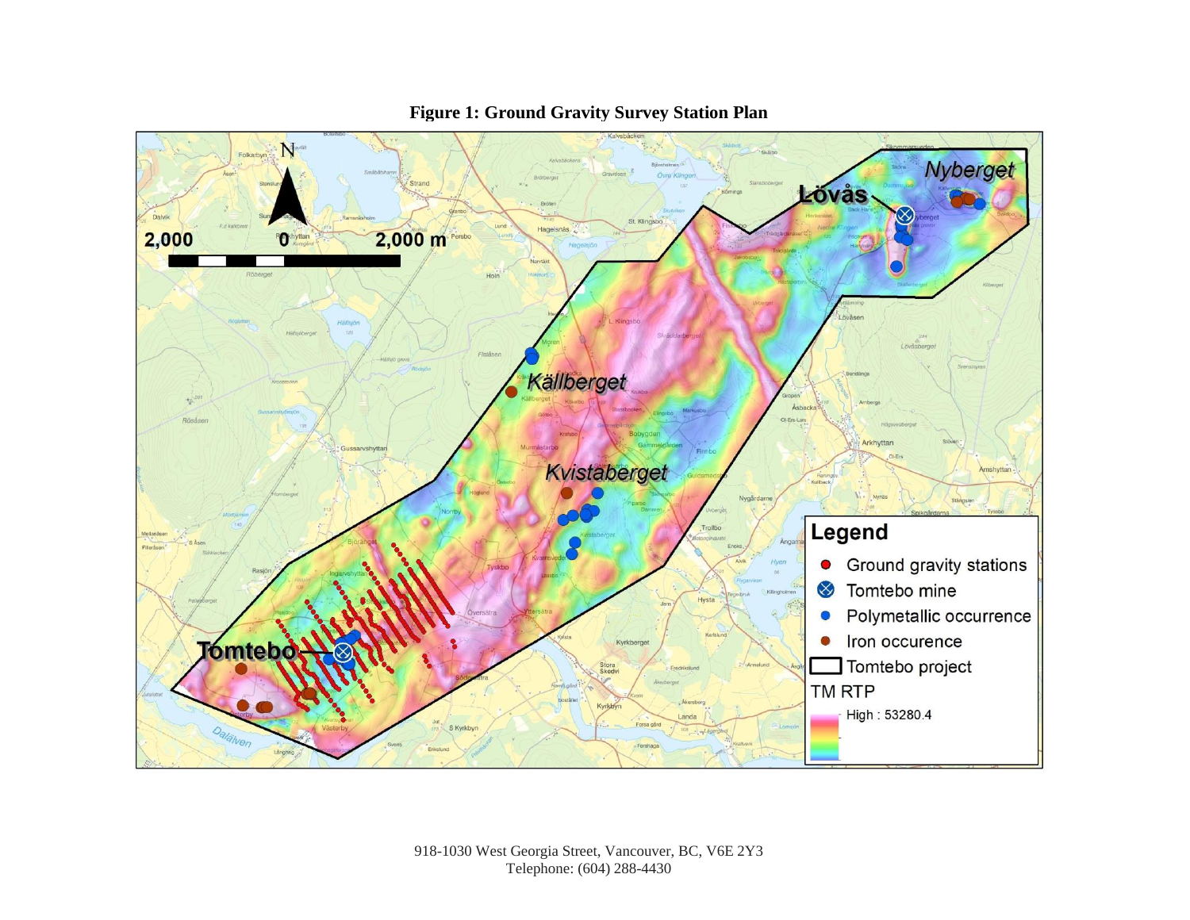**Figure 1: Ground Gravity Survey Station Plan**

918-1030 West Georgia Street, Vancouver, BC, V6E 2Y3
Telephone: (604) 288-4430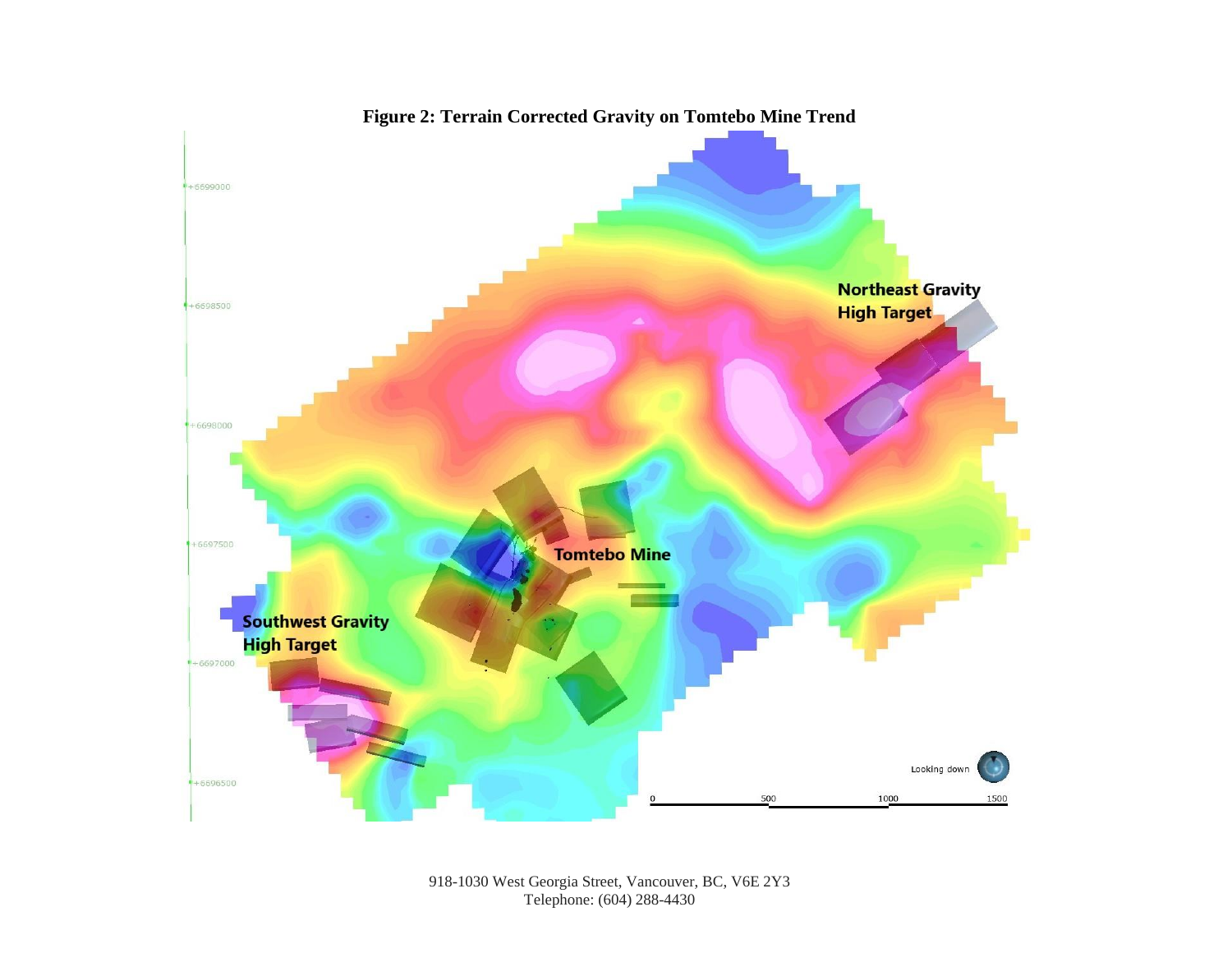**Figure 2: Terrain Corrected Gravity on Tomtebo Mine Trend**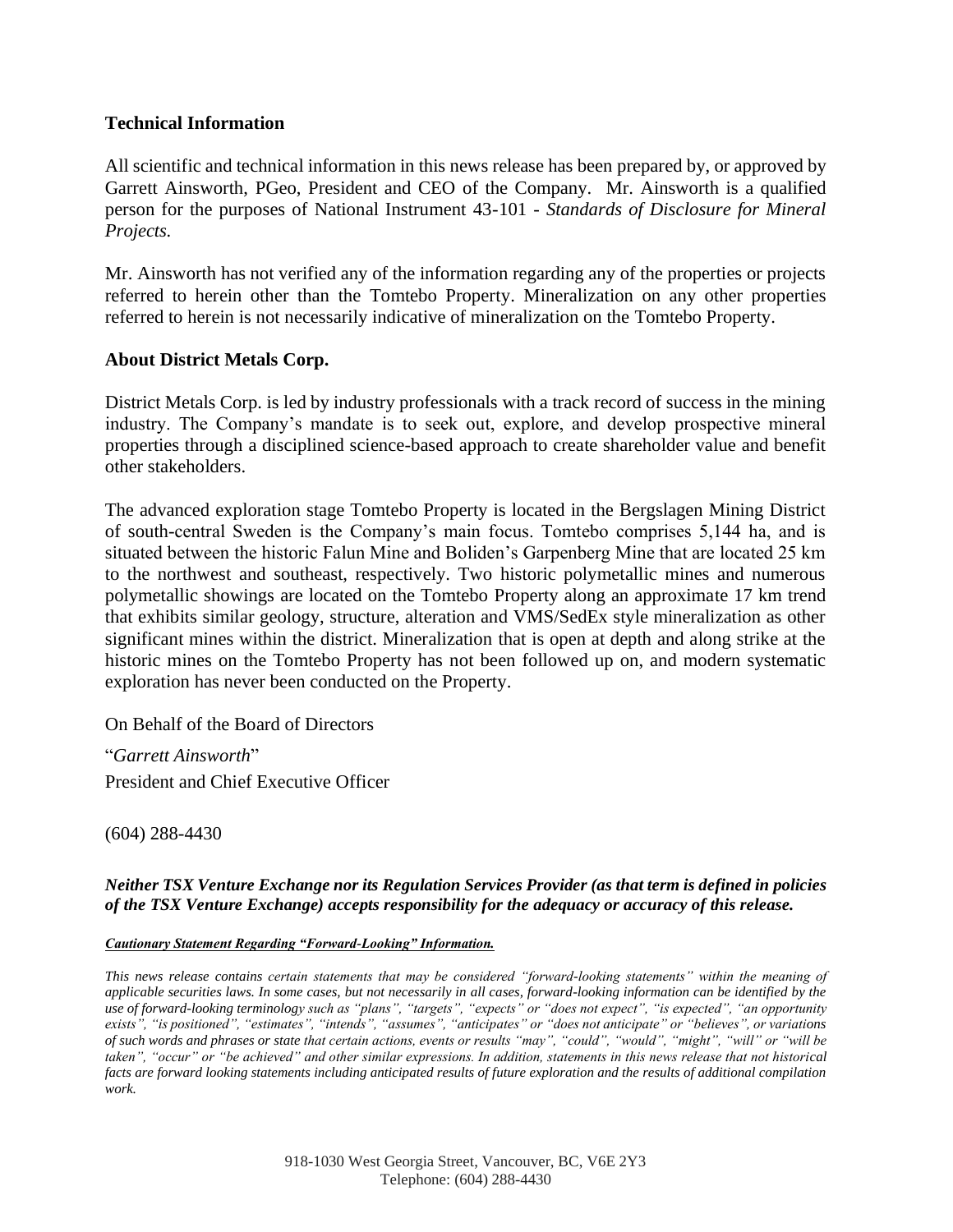### Technical Information

All scientific and technical information in this news release has been prepared by, or approved by Garrett Ainsworth, PGeo, President and CEO of the Company. Mr. Ainsworth is a qualified person for the purposes of National Instrument 43-101 - *Standards of Disclosure for Mineral Projects.*

Mr. Ainsworth has not verified any of the information regarding any of the properties or projects referred to herein other than the Tomtebo Property. Mineralization on any other properties referred to herein is not necessarily indicative of mineralization on the Tomtebo Property.

### About District Metals Corp.

District Metals Corp. is led by industry professionals with a track record of success in the mining industry. The Company's mandate is to seek out, explore, and develop prospective mineral properties through a disciplined science-based approach to create shareholder value and benefit other stakeholders.

The advanced exploration stage Tomtebo Property is located in the Bergslagen Mining District of south-central Sweden is the Company's main focus. Tomtebo comprises 5,144 ha, and is situated between the historic Falun Mine and Boliden's Garpenberg Mine that are located 25 km to the northwest and southeast, respectively. Two historic polymetallic mines and numerous polymetallic showings are located on the Tomtebo Property along an approximate 17 km trend that exhibits similar geology, structure, alteration and VMS/SedEx style mineralization as other significant mines within the district. Mineralization that is open at depth and along strike at the historic mines on the Tomtebo Property has not been followed up on, and modern systematic exploration has never been conducted on the Property.

On Behalf of the Board of Directors

"*Garrett Ainsworth*"

President and Chief Executive Officer

(604) 288-4430

***Neither TSX Venture Exchange nor its Regulation Services Provider (as that term is defined in policies of the TSX Venture Exchange) accepts responsibility for the adequacy or accuracy of this release.***

***Cautionary Statement Regarding "Forward-Looking" Information.***

*This news release contains certain statements that may be considered "forward-looking statements" within the meaning of applicable securities laws. In some cases, but not necessarily in all cases, forward-looking information can be identified by the use of forward-looking terminology such as "plans", "targets", "expects" or "does not expect", "is expected", "an opportunity exists", "is positioned", "estimates", "intends", "assumes", "anticipates" or "does not anticipate" or "believes", or variations of such words and phrases or state that certain actions, events or results "may", "could", "would", "might", "will" or "will be taken", "occur" or "be achieved" and other similar expressions. In addition, statements in this news release that not historical facts are forward looking statements including anticipated results of future exploration and the results of additional compilation work.*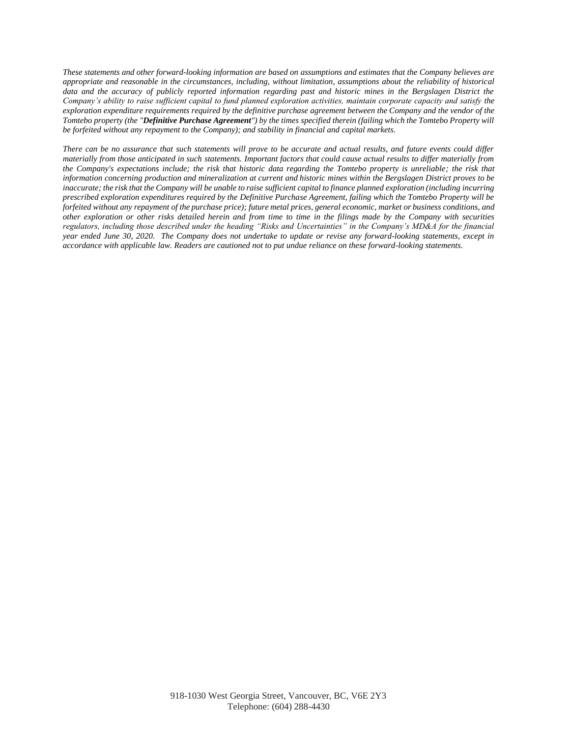*These statements and other forward-looking information are based on assumptions and estimates that the Company believes are appropriate and reasonable in the circumstances, including, without limitation, assumptions about the reliability of historical data and the accuracy of publicly reported information regarding past and historic mines in the Bergslagen District the Company's ability to raise sufficient capital to fund planned exploration activities, maintain corporate capacity and satisfy the exploration expenditure requirements required by the definitive purchase agreement between the Company and the vendor of the Tomtebo property (the "**Definitive Purchase Agreement**") by the times specified therein (failing which the Tomtebo Property will be forfeited without any repayment to the Company); and stability in financial and capital markets.*

*There can be no assurance that such statements will prove to be accurate and actual results, and future events could differ materially from those anticipated in such statements. Important factors that could cause actual results to differ materially from the Company's expectations include; the risk that historic data regarding the Tomtebo property is unreliable; the risk that information concerning production and mineralization at current and historic mines within the Bergslagen District proves to be inaccurate; the risk that the Company will be unable to raise sufficient capital to finance planned exploration (including incurring prescribed exploration expenditures required by the Definitive Purchase Agreement, failing which the Tomtebo Property will be forfeited without any repayment of the purchase price); future metal prices, general economic, market or business conditions, and other exploration or other risks detailed herein and from time to time in the filings made by the Company with securities regulators, including those described under the heading "Risks and Uncertainties" in the Company's MD&A for the financial year ended June 30, 2020. The Company does not undertake to update or revise any forward-looking statements, except in accordance with applicable law. Readers are cautioned not to put undue reliance on these forward-looking statements.*

918-1030 West Georgia Street, Vancouver, BC, V6E 2Y3
Telephone: (604) 288-4430